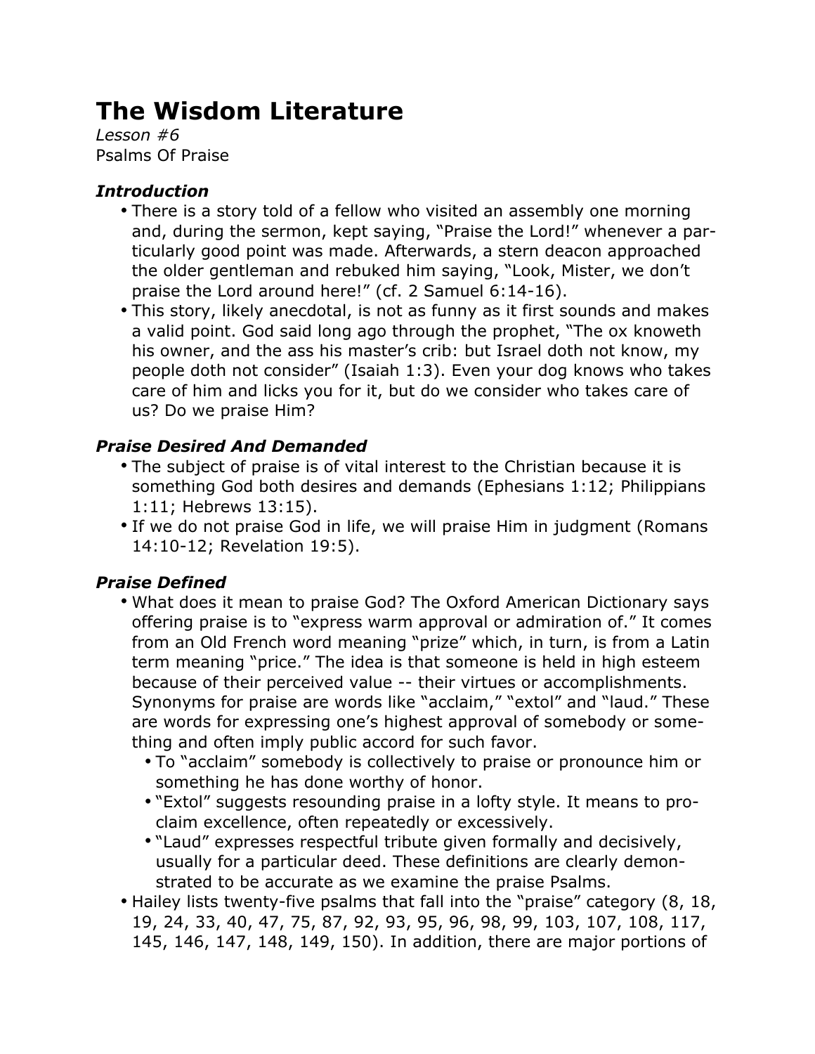# The Wisdom Literature

*Lesson #6*

Psalms Of Praise

### *Introduction*

- There is a story told of a fellow who visited an assembly one morning and, during the sermon, kept saying, "Praise the Lord!" whenever a particularly good point was made. Afterwards, a stern deacon approached the older gentleman and rebuked him saying, "Look, Mister, we don't praise the Lord around here!" (cf. 2 Samuel 6:14-16).
- This story, likely anecdotal, is not as funny as it first sounds and makes a valid point. God said long ago through the prophet, "The ox knoweth his owner, and the ass his master's crib: but Israel doth not know, my people doth not consider" (Isaiah 1:3). Even your dog knows who takes care of him and licks you for it, but do we consider who takes care of us? Do we praise Him?

### *Praise Desired And Demanded*

- The subject of praise is of vital interest to the Christian because it is something God both desires and demands (Ephesians 1:12; Philippians 1:11; Hebrews 13:15).
- If we do not praise God in life, we will praise Him in judgment (Romans 14:10-12; Revelation 19:5).

### *Praise Defined*

- What does it mean to praise God? The Oxford American Dictionary says offering praise is to "express warm approval or admiration of." It comes from an Old French word meaning "prize" which, in turn, is from a Latin term meaning "price." The idea is that someone is held in high esteem because of their perceived value -- their virtues or accomplishments. Synonyms for praise are words like "acclaim," "extol" and "laud." These are words for expressing one's highest approval of somebody or something and often imply public accord for such favor.
  - To "acclaim" somebody is collectively to praise or pronounce him or something he has done worthy of honor.
  - "Extol" suggests resounding praise in a lofty style. It means to proclaim excellence, often repeatedly or excessively.
  - "Laud" expresses respectful tribute given formally and decisively, usually for a particular deed. These definitions are clearly demonstrated to be accurate as we examine the praise Psalms.
- Hailey lists twenty-five psalms that fall into the "praise" category (8, 18, 19, 24, 33, 40, 47, 75, 87, 92, 93, 95, 96, 98, 99, 103, 107, 108, 117, 145, 146, 147, 148, 149, 150). In addition, there are major portions of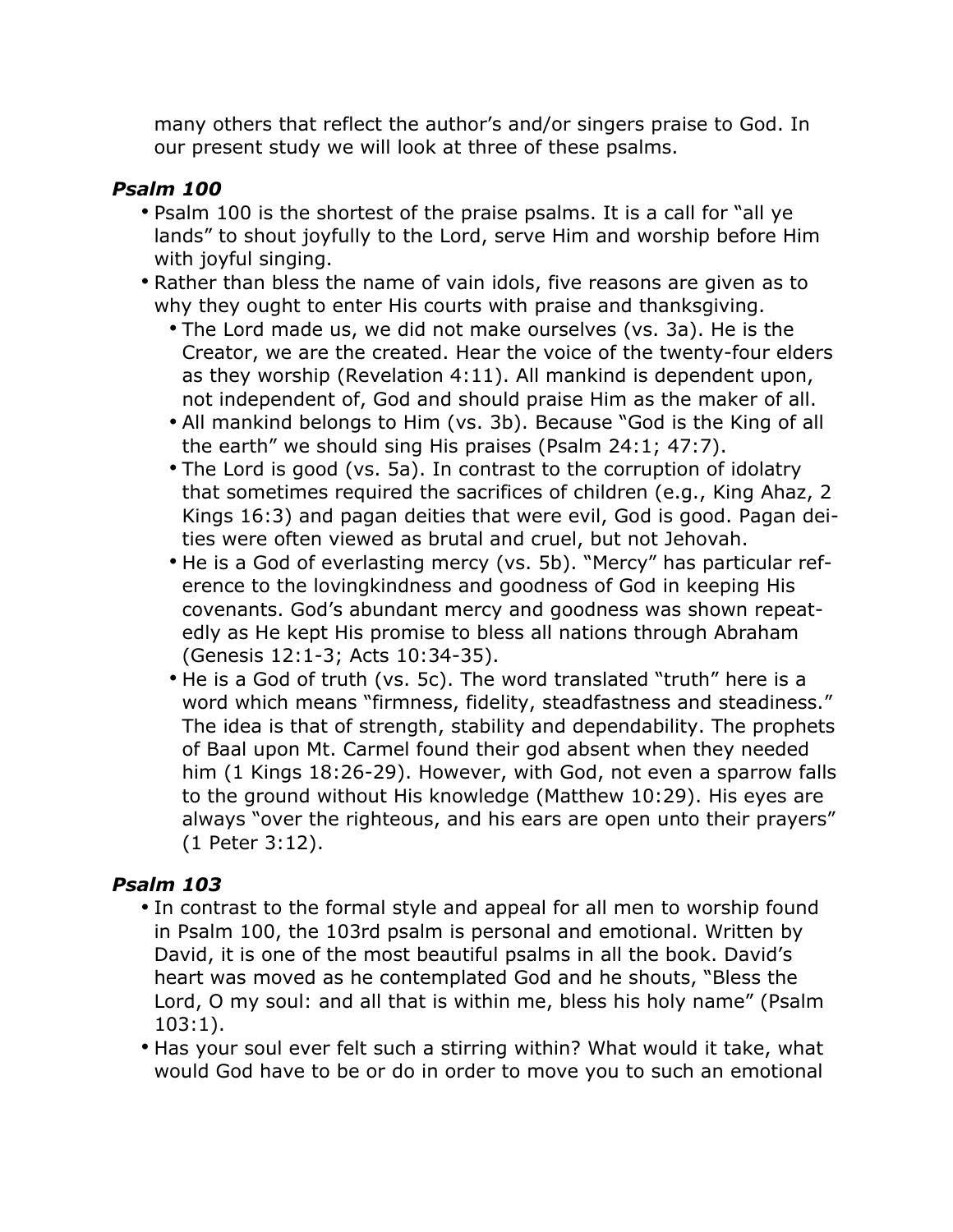many others that reflect the author's and/or singers praise to God. In our present study we will look at three of these psalms.

### *Psalm 100*

- Psalm 100 is the shortest of the praise psalms. It is a call for "all ye lands" to shout joyfully to the Lord, serve Him and worship before Him with joyful singing.
- Rather than bless the name of vain idols, five reasons are given as to why they ought to enter His courts with praise and thanksgiving.
  - The Lord made us, we did not make ourselves (vs. 3a). He is the Creator, we are the created. Hear the voice of the twenty-four elders as they worship (Revelation 4:11). All mankind is dependent upon, not independent of, God and should praise Him as the maker of all.
  - All mankind belongs to Him (vs. 3b). Because "God is the King of all the earth" we should sing His praises (Psalm 24:1; 47:7).
  - The Lord is good (vs. 5a). In contrast to the corruption of idolatry that sometimes required the sacrifices of children (e.g., King Ahaz, 2 Kings 16:3) and pagan deities that were evil, God is good. Pagan deities were often viewed as brutal and cruel, but not Jehovah.
  - He is a God of everlasting mercy (vs. 5b). "Mercy" has particular reference to the lovingkindness and goodness of God in keeping His covenants. God's abundant mercy and goodness was shown repeatedly as He kept His promise to bless all nations through Abraham (Genesis 12:1-3; Acts 10:34-35).
  - He is a God of truth (vs. 5c). The word translated "truth" here is a word which means "firmness, fidelity, steadfastness and steadiness." The idea is that of strength, stability and dependability. The prophets of Baal upon Mt. Carmel found their god absent when they needed him (1 Kings 18:26-29). However, with God, not even a sparrow falls to the ground without His knowledge (Matthew 10:29). His eyes are always "over the righteous, and his ears are open unto their prayers" (1 Peter 3:12).

### *Psalm 103*

- In contrast to the formal style and appeal for all men to worship found in Psalm 100, the 103rd psalm is personal and emotional. Written by David, it is one of the most beautiful psalms in all the book. David's heart was moved as he contemplated God and he shouts, "Bless the Lord, O my soul: and all that is within me, bless his holy name" (Psalm 103:1).
- Has your soul ever felt such a stirring within? What would it take, what would God have to be or do in order to move you to such an emotional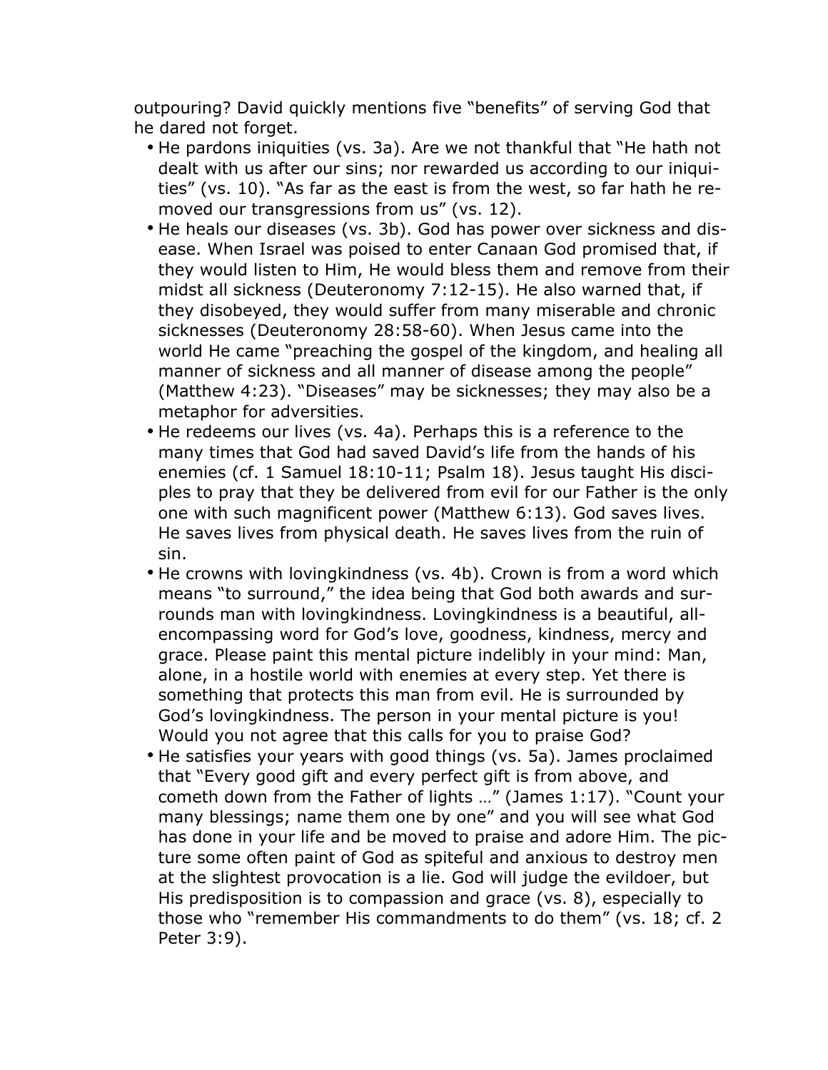outpouring? David quickly mentions five "benefits" of serving God that he dared not forget.

- He pardons iniquities (vs. 3a). Are we not thankful that "He hath not dealt with us after our sins; nor rewarded us according to our iniquities" (vs. 10). "As far as the east is from the west, so far hath he removed our transgressions from us" (vs. 12).
- He heals our diseases (vs. 3b). God has power over sickness and disease. When Israel was poised to enter Canaan God promised that, if they would listen to Him, He would bless them and remove from their midst all sickness (Deuteronomy 7:12-15). He also warned that, if they disobeyed, they would suffer from many miserable and chronic sicknesses (Deuteronomy 28:58-60). When Jesus came into the world He came "preaching the gospel of the kingdom, and healing all manner of sickness and all manner of disease among the people" (Matthew 4:23). "Diseases" may be sicknesses; they may also be a metaphor for adversities.
- He redeems our lives (vs. 4a). Perhaps this is a reference to the many times that God had saved David's life from the hands of his enemies (cf. 1 Samuel 18:10-11; Psalm 18). Jesus taught His disciples to pray that they be delivered from evil for our Father is the only one with such magnificent power (Matthew 6:13). God saves lives. He saves lives from physical death. He saves lives from the ruin of sin.
- He crowns with lovingkindness (vs. 4b). Crown is from a word which means "to surround," the idea being that God both awards and surrounds man with lovingkindness. Lovingkindness is a beautiful, all-encompassing word for God's love, goodness, kindness, mercy and grace. Please paint this mental picture indelibly in your mind: Man, alone, in a hostile world with enemies at every step. Yet there is something that protects this man from evil. He is surrounded by God's lovingkindness. The person in your mental picture is you! Would you not agree that this calls for you to praise God?
- He satisfies your years with good things (vs. 5a). James proclaimed that "Every good gift and every perfect gift is from above, and cometh down from the Father of lights …" (James 1:17). "Count your many blessings; name them one by one" and you will see what God has done in your life and be moved to praise and adore Him. The picture some often paint of God as spiteful and anxious to destroy men at the slightest provocation is a lie. God will judge the evildoer, but His predisposition is to compassion and grace (vs. 8), especially to those who "remember His commandments to do them" (vs. 18; cf. 2 Peter 3:9).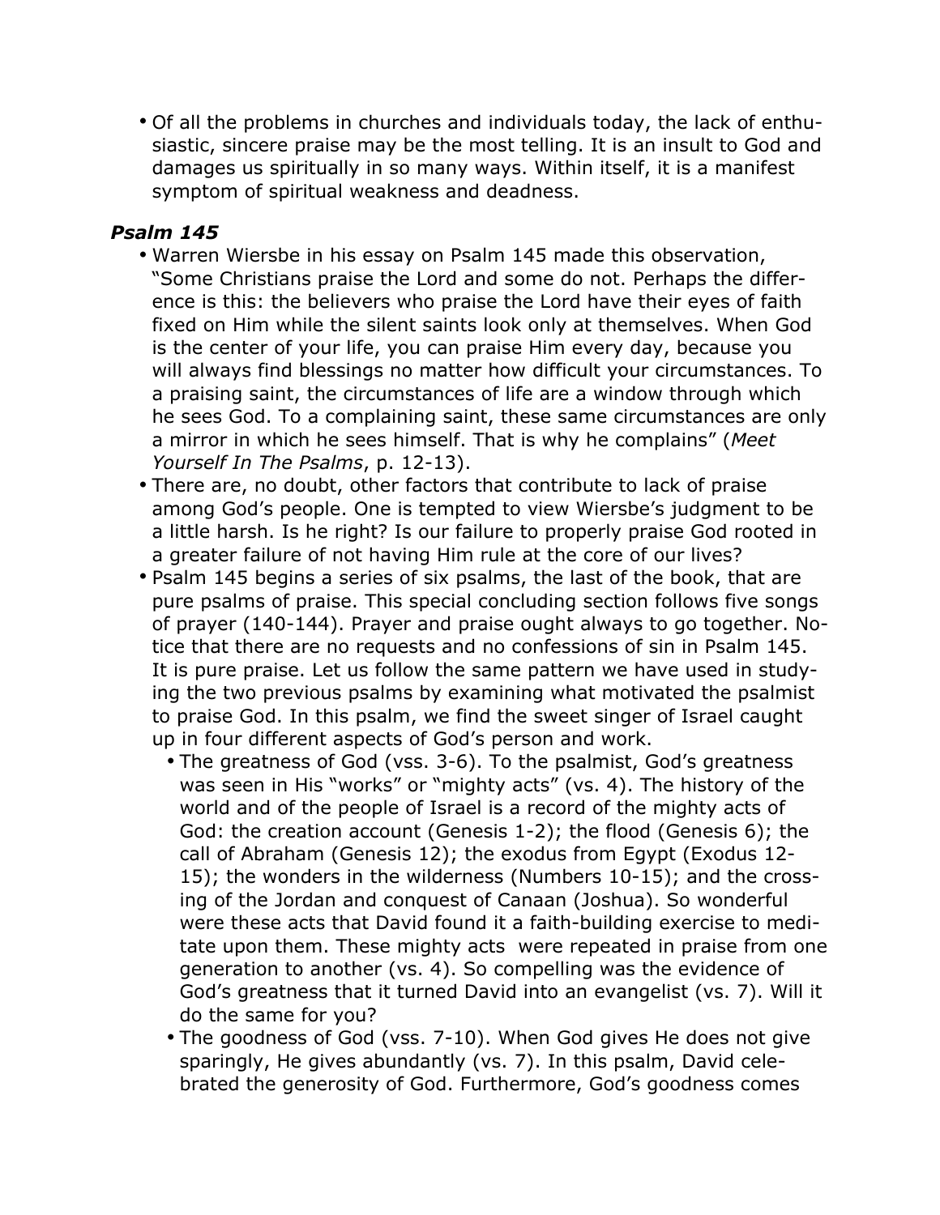- Of all the problems in churches and individuals today, the lack of enthusiastic, sincere praise may be the most telling. It is an insult to God and damages us spiritually in so many ways. Within itself, it is a manifest symptom of spiritual weakness and deadness.

### *Psalm 145*

- Warren Wiersbe in his essay on Psalm 145 made this observation, "Some Christians praise the Lord and some do not. Perhaps the difference is this: the believers who praise the Lord have their eyes of faith fixed on Him while the silent saints look only at themselves. When God is the center of your life, you can praise Him every day, because you will always find blessings no matter how difficult your circumstances. To a praising saint, the circumstances of life are a window through which he sees God. To a complaining saint, these same circumstances are only a mirror in which he sees himself. That is why he complains" (*Meet Yourself In The Psalms*, p. 12-13).
- There are, no doubt, other factors that contribute to lack of praise among God's people. One is tempted to view Wiersbe's judgment to be a little harsh. Is he right? Is our failure to properly praise God rooted in a greater failure of not having Him rule at the core of our lives?
- Psalm 145 begins a series of six psalms, the last of the book, that are pure psalms of praise. This special concluding section follows five songs of prayer (140-144). Prayer and praise ought always to go together. Notice that there are no requests and no confessions of sin in Psalm 145. It is pure praise. Let us follow the same pattern we have used in studying the two previous psalms by examining what motivated the psalmist to praise God. In this psalm, we find the sweet singer of Israel caught up in four different aspects of God's person and work.
  - The greatness of God (vss. 3-6). To the psalmist, God's greatness was seen in His "works" or "mighty acts" (vs. 4). The history of the world and of the people of Israel is a record of the mighty acts of God: the creation account (Genesis 1-2); the flood (Genesis 6); the call of Abraham (Genesis 12); the exodus from Egypt (Exodus 12-15); the wonders in the wilderness (Numbers 10-15); and the crossing of the Jordan and conquest of Canaan (Joshua). So wonderful were these acts that David found it a faith-building exercise to meditate upon them. These mighty acts were repeated in praise from one generation to another (vs. 4). So compelling was the evidence of God's greatness that it turned David into an evangelist (vs. 7). Will it do the same for you?
  - The goodness of God (vss. 7-10). When God gives He does not give sparingly, He gives abundantly (vs. 7). In this psalm, David celebrated the generosity of God. Furthermore, God's goodness comes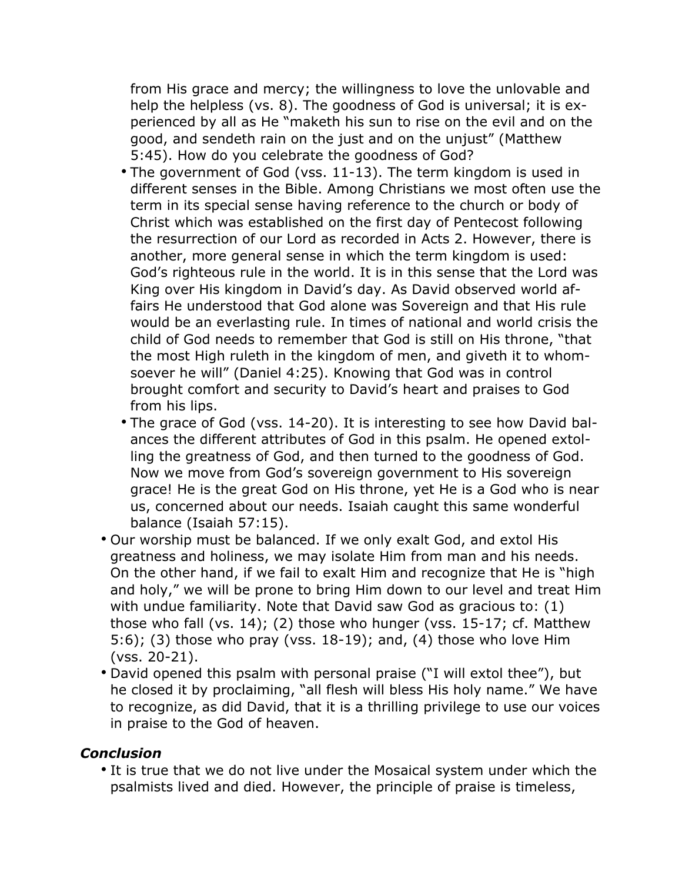from His grace and mercy; the willingness to love the unlovable and help the helpless (vs. 8). The goodness of God is universal; it is experienced by all as He "maketh his sun to rise on the evil and on the good, and sendeth rain on the just and on the unjust" (Matthew 5:45). How do you celebrate the goodness of God?

  - The government of God (vss. 11-13). The term kingdom is used in different senses in the Bible. Among Christians we most often use the term in its special sense having reference to the church or body of Christ which was established on the first day of Pentecost following the resurrection of our Lord as recorded in Acts 2. However, there is another, more general sense in which the term kingdom is used: God's righteous rule in the world. It is in this sense that the Lord was King over His kingdom in David's day. As David observed world affairs He understood that God alone was Sovereign and that His rule would be an everlasting rule. In times of national and world crisis the child of God needs to remember that God is still on His throne, "that the most High ruleth in the kingdom of men, and giveth it to whomsoever he will" (Daniel 4:25). Knowing that God was in control brought comfort and security to David's heart and praises to God from his lips.
  - The grace of God (vss. 14-20). It is interesting to see how David balances the different attributes of God in this psalm. He opened extolling the greatness of God, and then turned to the goodness of God. Now we move from God's sovereign government to His sovereign grace! He is the great God on His throne, yet He is a God who is near us, concerned about our needs. Isaiah caught this same wonderful balance (Isaiah 57:15).
- Our worship must be balanced. If we only exalt God, and extol His greatness and holiness, we may isolate Him from man and his needs. On the other hand, if we fail to exalt Him and recognize that He is "high and holy," we will be prone to bring Him down to our level and treat Him with undue familiarity. Note that David saw God as gracious to: (1) those who fall (vs. 14); (2) those who hunger (vss. 15-17; cf. Matthew 5:6); (3) those who pray (vss. 18-19); and, (4) those who love Him (vss. 20-21).
- David opened this psalm with personal praise ("I will extol thee"), but he closed it by proclaiming, "all flesh will bless His holy name." We have to recognize, as did David, that it is a thrilling privilege to use our voices in praise to the God of heaven.

### *Conclusion*

- It is true that we do not live under the Mosaical system under which the psalmists lived and died. However, the principle of praise is timeless,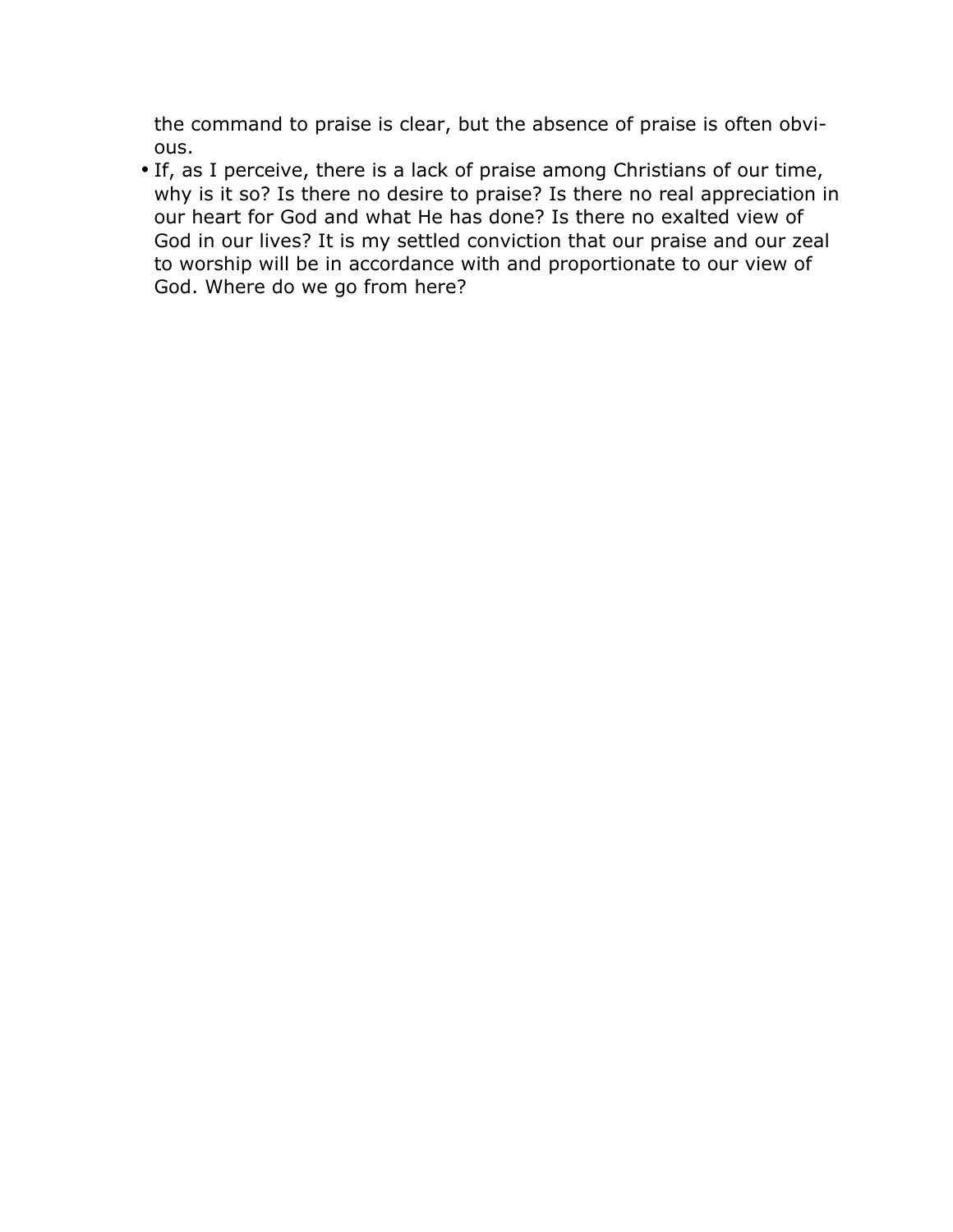the command to praise is clear, but the absence of praise is often obvious.

- If, as I perceive, there is a lack of praise among Christians of our time, why is it so? Is there no desire to praise? Is there no real appreciation in our heart for God and what He has done? Is there no exalted view of God in our lives? It is my settled conviction that our praise and our zeal to worship will be in accordance with and proportionate to our view of God. Where do we go from here?